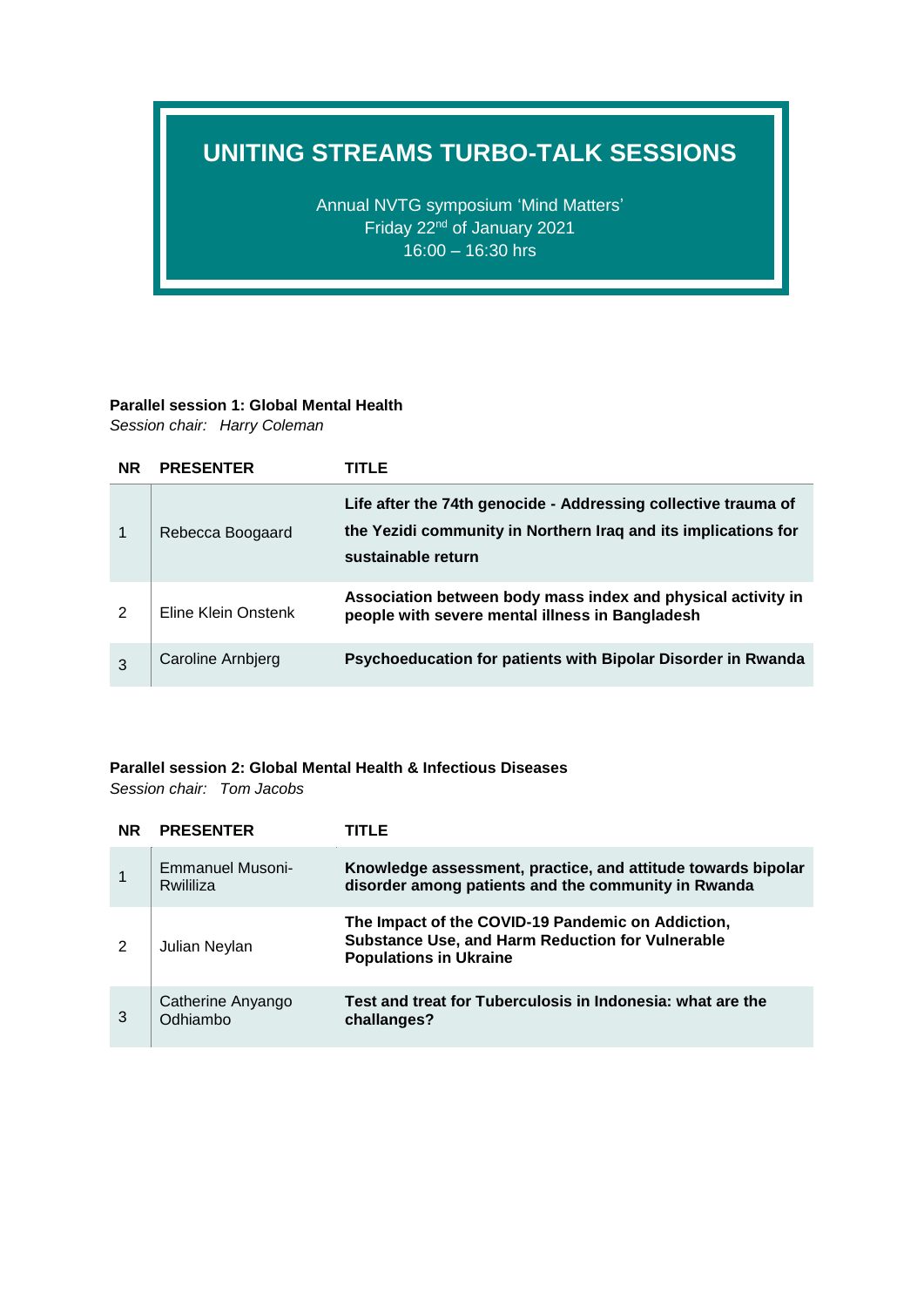# UNITING STREAMS TURBO-TALK SESSIONS

Annual NVTG symposium 'Mind Matters'
Friday 22nd of January 2021
16:00 – 16:30 hrs

**Parallel session 1: Global Mental Health**
*Session chair: Harry Coleman*

| NR | PRESENTER | TITLE |
|---|---|---|
| 1 | Rebecca Boogaard | **Life after the 74th genocide - Addressing collective trauma of the Yezidi community in Northern Iraq and its implications for sustainable return** |
| 2 | Eline Klein Onstenk | **Association between body mass index and physical activity in people with severe mental illness in Bangladesh** |
| 3 | Caroline Arnbjerg | **Psychoeducation for patients with Bipolar Disorder in Rwanda** |

**Parallel session 2: Global Mental Health & Infectious Diseases**
*Session chair: Tom Jacobs*

| NR | PRESENTER | TITLE |
|---|---|---|
| 1 | Emmanuel Musoni-Rwililiza | **Knowledge assessment, practice, and attitude towards bipolar disorder among patients and the community in Rwanda** |
| 2 | Julian Neylan | **The Impact of the COVID-19 Pandemic on Addiction, Substance Use, and Harm Reduction for Vulnerable Populations in Ukraine** |
| 3 | Catherine Anyango Odhiambo | **Test and treat for Tuberculosis in Indonesia: what are the challanges?** |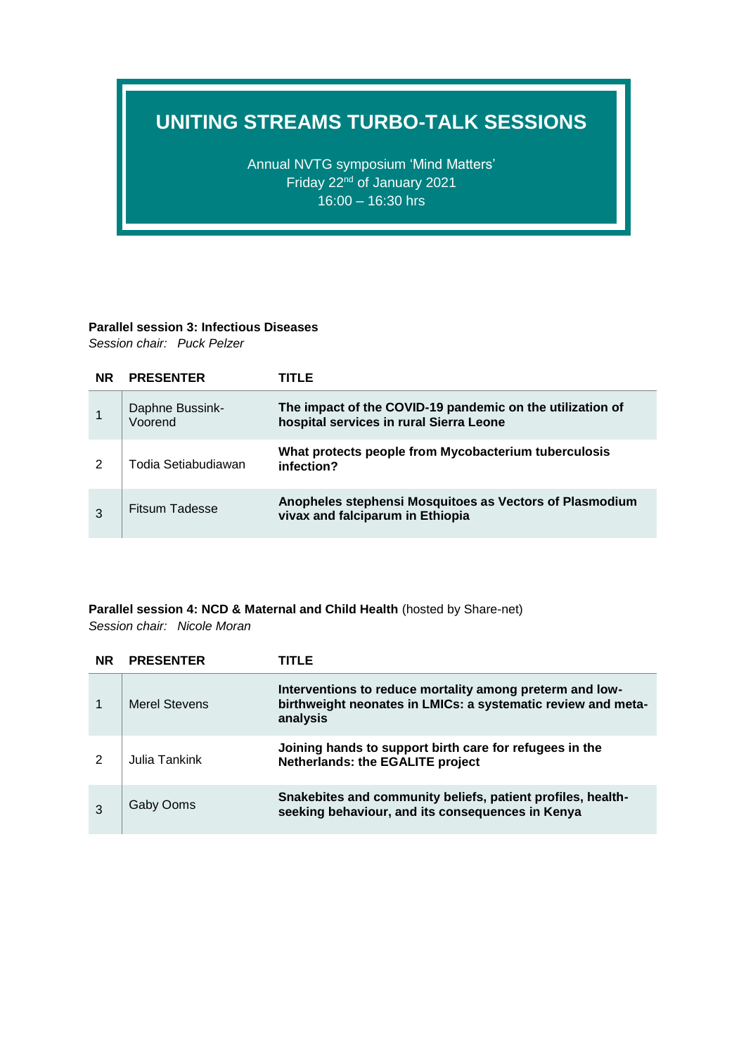# UNITING STREAMS TURBO-TALK SESSIONS

Annual NVTG symposium 'Mind Matters'
Friday 22nd of January 2021
16:00 – 16:30 hrs

**Parallel session 3: Infectious Diseases**
*Session chair: Puck Pelzer*

| NR | PRESENTER | TITLE |
|---|---|---|
| 1 | Daphne Bussink-Voorend | **The impact of the COVID-19 pandemic on the utilization of hospital services in rural Sierra Leone** |
| 2 | Todia Setiabudiawan | **What protects people from Mycobacterium tuberculosis infection?** |
| 3 | Fitsum Tadesse | **Anopheles stephensi Mosquitoes as Vectors of Plasmodium vivax and falciparum in Ethiopia** |

**Parallel session 4: NCD & Maternal and Child Health** (hosted by Share-net)
*Session chair: Nicole Moran*

| NR | PRESENTER | TITLE |
|---|---|---|
| 1 | Merel Stevens | **Interventions to reduce mortality among preterm and low-birthweight neonates in LMICs: a systematic review and meta-analysis** |
| 2 | Julia Tankink | **Joining hands to support birth care for refugees in the Netherlands: the EGALITE project** |
| 3 | Gaby Ooms | **Snakebites and community beliefs, patient profiles, health-seeking behaviour, and its consequences in Kenya** |